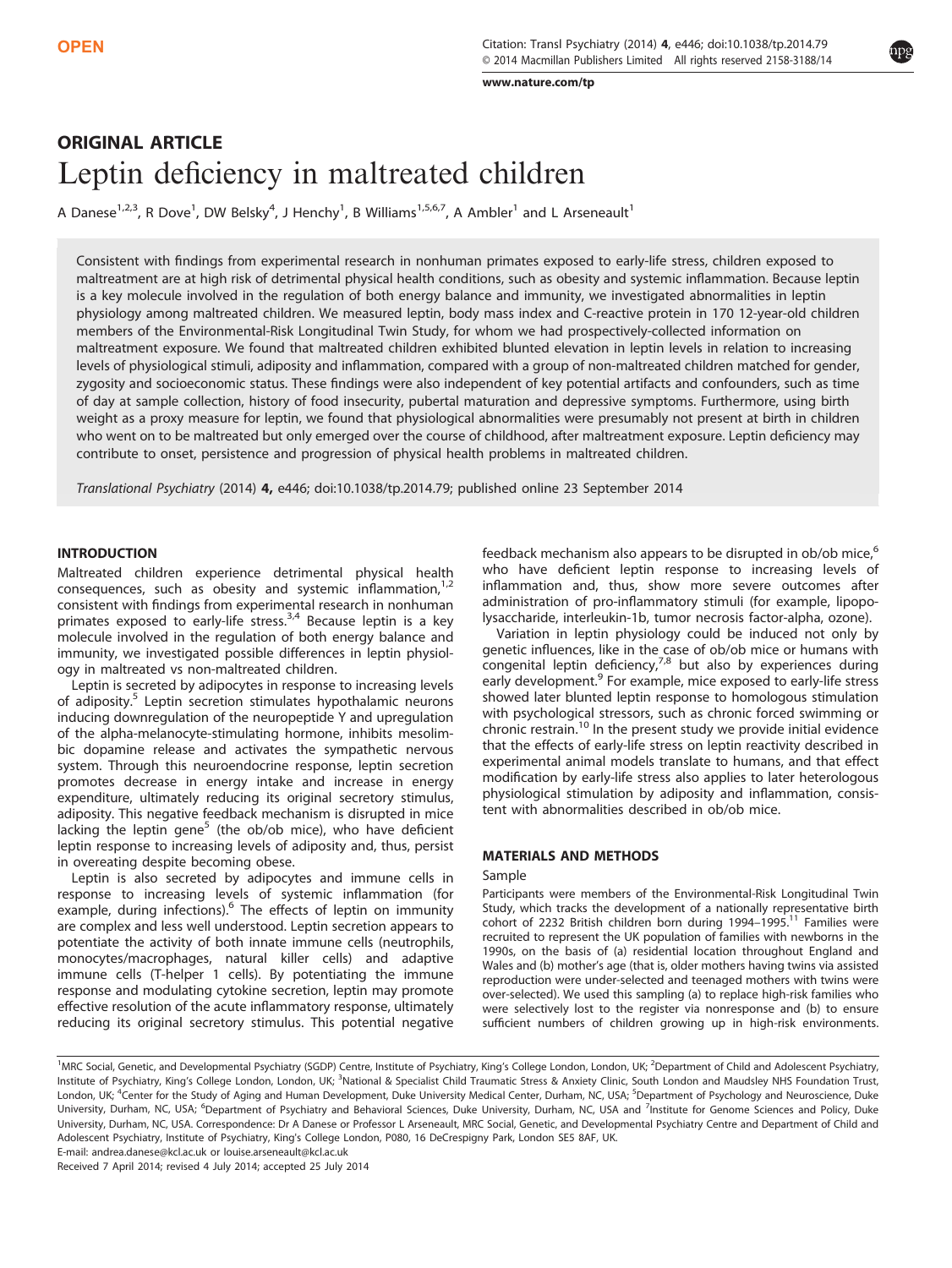OPEN

## ORIGINAL ARTICLE

# Leptin deficiency in maltreated children

A Danese[1,2,3], R Dove[1], DW Belsky[4], J Henchy[1], B Williams[1,5,6,7], A Ambler[1] and L Arseneault[1]

Consistent with findings from experimental research in nonhuman primates exposed to early-life stress, children exposed to maltreatment are at high risk of detrimental physical health conditions, such as obesity and systemic inflammation. Because leptin is a key molecule involved in the regulation of both energy balance and immunity, we investigated abnormalities in leptin physiology among maltreated children. We measured leptin, body mass index and C-reactive protein in 170 12-year-old children members of the Environmental-Risk Longitudinal Twin Study, for whom we had prospectively-collected information on maltreatment exposure. We found that maltreated children exhibited blunted elevation in leptin levels in relation to increasing levels of physiological stimuli, adiposity and inflammation, compared with a group of non-maltreated children matched for gender, zygosity and socioeconomic status. These findings were also independent of key potential artifacts and confounders, such as time of day at sample collection, history of food insecurity, pubertal maturation and depressive symptoms. Furthermore, using birth weight as a proxy measure for leptin, we found that physiological abnormalities were presumably not present at birth in children who went on to be maltreated but only emerged over the course of childhood, after maltreatment exposure. Leptin deficiency may contribute to onset, persistence and progression of physical health problems in maltreated children.

*Translational Psychiatry* (2014) **4**, e446; doi:10.1038/tp.2014.79; published online 23 September 2014

## INTRODUCTION

Maltreated children experience detrimental physical health consequences, such as obesity and systemic inflammation,[1,2] consistent with findings from experimental research in nonhuman primates exposed to early-life stress.[3,4] Because leptin is a key molecule involved in the regulation of both energy balance and immunity, we investigated possible differences in leptin physiology in maltreated vs non-maltreated children.

Leptin is secreted by adipocytes in response to increasing levels of adiposity.[5] Leptin secretion stimulates hypothalamic neurons inducing downregulation of the neuropeptide Y and upregulation of the alpha-melanocyte-stimulating hormone, inhibits mesolimbic dopamine release and activates the sympathetic nervous system. Through this neuroendocrine response, leptin secretion promotes decrease in energy intake and increase in energy expenditure, ultimately reducing its original secretory stimulus, adiposity. This negative feedback mechanism is disrupted in mice lacking the leptin gene[5] (the ob/ob mice), who have deficient leptin response to increasing levels of adiposity and, thus, persist in overeating despite becoming obese.

Leptin is also secreted by adipocytes and immune cells in response to increasing levels of systemic inflammation (for example, during infections).[6] The effects of leptin on immunity are complex and less well understood. Leptin secretion appears to potentiate the activity of both innate immune cells (neutrophils, monocytes/macrophages, natural killer cells) and adaptive immune cells (T-helper 1 cells). By potentiating the immune response and modulating cytokine secretion, leptin may promote effective resolution of the acute inflammatory response, ultimately reducing its original secretory stimulus. This potential negative feedback mechanism also appears to be disrupted in ob/ob mice,[6] who have deficient leptin response to increasing levels of inflammation and, thus, show more severe outcomes after administration of pro-inflammatory stimuli (for example, lipopolysaccharide, interleukin-1b, tumor necrosis factor-alpha, ozone).

Variation in leptin physiology could be induced not only by genetic influences, like in the case of ob/ob mice or humans with congenital leptin deficiency,[7,8] but also by experiences during early development.[9] For example, mice exposed to early-life stress showed later blunted leptin response to homologous stimulation with psychological stressors, such as chronic forced swimming or chronic restrain.[10] In the present study we provide initial evidence that the effects of early-life stress on leptin reactivity described in experimental animal models translate to humans, and that effect modification by early-life stress also applies to later heterologous physiological stimulation by adiposity and inflammation, consistent with abnormalities described in ob/ob mice.

## MATERIALS AND METHODS

### Sample

Participants were members of the Environmental-Risk Longitudinal Twin Study, which tracks the development of a nationally representative birth cohort of 2232 British children born during 1994–1995.[11] Families were recruited to represent the UK population of families with newborns in the 1990s, on the basis of (a) residential location throughout England and Wales and (b) mother's age (that is, older mothers having twins via assisted reproduction were under-selected and teenaged mothers with twins were over-selected). We used this sampling (a) to replace high-risk families who were selectively lost to the register via nonresponse and (b) to ensure sufficient numbers of children growing up in high-risk environments.

[1]MRC Social, Genetic, and Developmental Psychiatry (SGDP) Centre, Institute of Psychiatry, King's College London, London, UK; [2]Department of Child and Adolescent Psychiatry, Institute of Psychiatry, King's College London, London, UK; [3]National & Specialist Child Traumatic Stress & Anxiety Clinic, South London and Maudsley NHS Foundation Trust, London, UK; [4]Center for the Study of Aging and Human Development, Duke University Medical Center, Durham, NC, USA; [5]Department of Psychology and Neuroscience, Duke University, Durham, NC, USA; [6]Department of Psychiatry and Behavioral Sciences, Duke University, Durham, NC, USA and [7]Institute for Genome Sciences and Policy, Duke University, Durham, NC, USA. Correspondence: Dr A Danese or Professor L Arseneault, MRC Social, Genetic, and Developmental Psychiatry Centre and Department of Child and Adolescent Psychiatry, Institute of Psychiatry, King's College London, P080, 16 DeCrespigny Park, London SE5 8AF, UK.
E-mail: andrea.danese@kcl.ac.uk or louise.arseneault@kcl.ac.uk

Received 7 April 2014; revised 4 July 2014; accepted 25 July 2014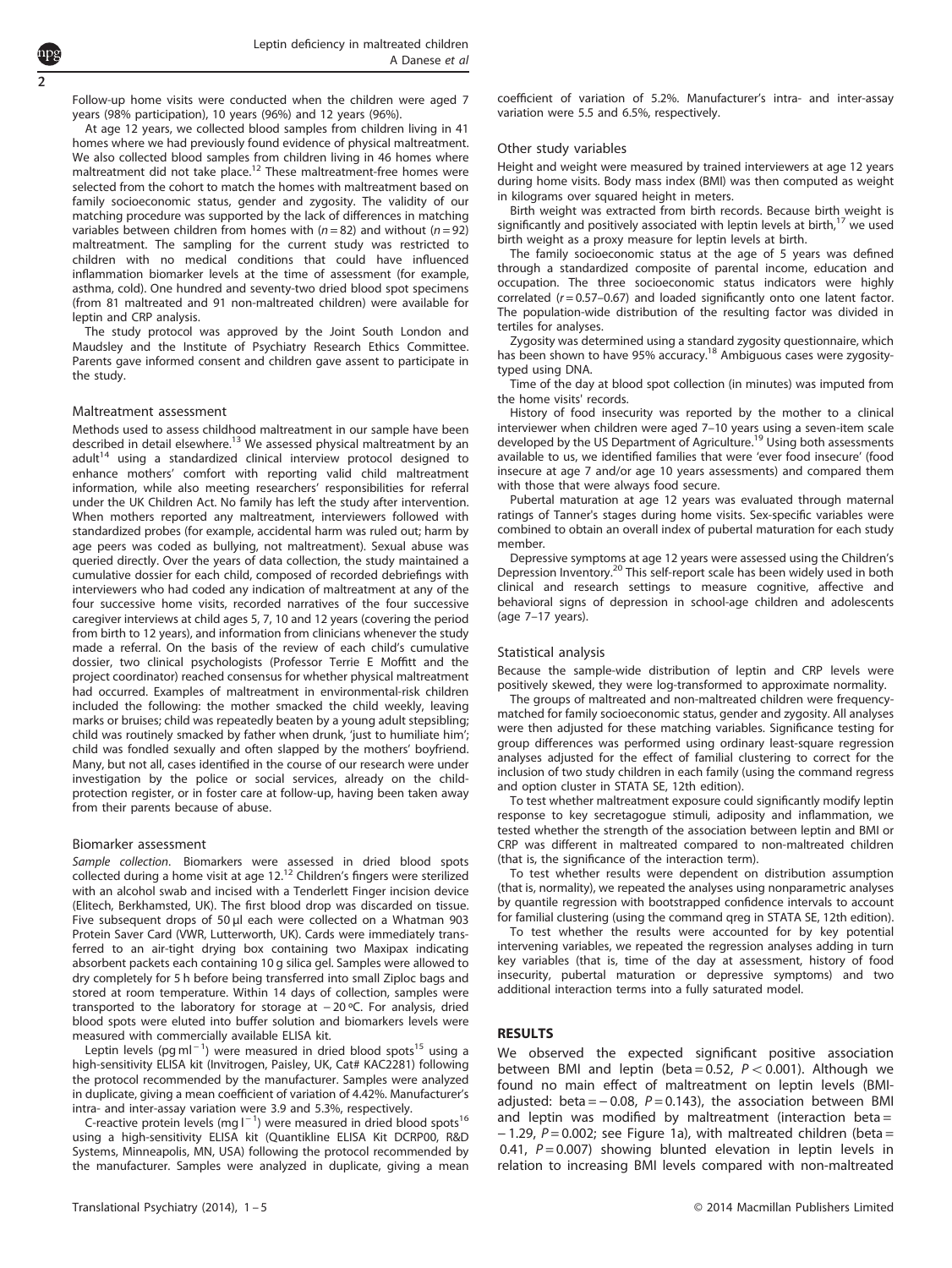Follow-up home visits were conducted when the children were aged 7 years (98% participation), 10 years (96%) and 12 years (96%).

At age 12 years, we collected blood samples from children living in 41 homes where we had previously found evidence of physical maltreatment. We also collected blood samples from children living in 46 homes where maltreatment did not take place.[12] These maltreatment-free homes were selected from the cohort to match the homes with maltreatment based on family socioeconomic status, gender and zygosity. The validity of our matching procedure was supported by the lack of differences in matching variables between children from homes with ($n = 82$) and without ($n = 92$) maltreatment. The sampling for the current study was restricted to children with no medical conditions that could have influenced inflammation biomarker levels at the time of assessment (for example, asthma, cold). One hundred and seventy-two dried blood spot specimens (from 81 maltreated and 91 non-maltreated children) were available for leptin and CRP analysis.

The study protocol was approved by the Joint South London and Maudsley and the Institute of Psychiatry Research Ethics Committee. Parents gave informed consent and children gave assent to participate in the study.

### Maltreatment assessment

Methods used to assess childhood maltreatment in our sample have been described in detail elsewhere.[13] We assessed physical maltreatment by an adult[14] using a standardized clinical interview protocol designed to enhance mothers' comfort with reporting valid child maltreatment information, while also meeting researchers' responsibilities for referral under the UK Children Act. No family has left the study after intervention. When mothers reported any maltreatment, interviewers followed with standardized probes (for example, accidental harm was ruled out; harm by age peers was coded as bullying, not maltreatment). Sexual abuse was queried directly. Over the years of data collection, the study maintained a cumulative dossier for each child, composed of recorded debriefings with interviewers who had coded any indication of maltreatment at any of the four successive home visits, recorded narratives of the four successive caregiver interviews at child ages 5, 7, 10 and 12 years (covering the period from birth to 12 years), and information from clinicians whenever the study made a referral. On the basis of the review of each child's cumulative dossier, two clinical psychologists (Professor Terrie E Moffitt and the project coordinator) reached consensus for whether physical maltreatment had occurred. Examples of maltreatment in environmental-risk children included the following: the mother smacked the child weekly, leaving marks or bruises; child was repeatedly beaten by a young adult stepsibling; child was routinely smacked by father when drunk, 'just to humiliate him'; child was fondled sexually and often slapped by the mothers' boyfriend. Many, but not all, cases identified in the course of our research were under investigation by the police or social services, already on the child-protection register, or in foster care at follow-up, having been taken away from their parents because of abuse.

### Biomarker assessment

*Sample collection.* Biomarkers were assessed in dried blood spots collected during a home visit at age 12.[12] Children's fingers were sterilized with an alcohol swab and incised with a Tenderlett Finger incision device (Elitech, Berkhamsted, UK). The first blood drop was discarded on tissue. Five subsequent drops of 50 μl each were collected on a Whatman 903 Protein Saver Card (VWR, Lutterworth, UK). Cards were immediately transferred to an air-tight drying box containing two Maxipax indicating absorbent packets each containing 10 g silica gel. Samples were allowed to dry completely for 5 h before being transferred into small Ziploc bags and stored at room temperature. Within 14 days of collection, samples were transported to the laboratory for storage at $-20\,°C$. For analysis, dried blood spots were eluted into buffer solution and biomarkers levels were measured with commercially available ELISA kit.

Leptin levels ($pg\,ml^{-1}$) were measured in dried blood spots[15] using a high-sensitivity ELISA kit (Invitrogen, Paisley, UK, Cat# KAC2281) following the protocol recommended by the manufacturer. Samples were analyzed in duplicate, giving a mean coefficient of variation of 4.42%. Manufacturer's intra- and inter-assay variation were 3.9 and 5.3%, respectively.

C-reactive protein levels ($mg\,l^{-1}$) were measured in dried blood spots[16] using a high-sensitivity ELISA kit (Quantikline ELISA Kit DCRP00, R&D Systems, Minneapolis, MN, USA) following the protocol recommended by the manufacturer. Samples were analyzed in duplicate, giving a mean coefficient of variation of 5.2%. Manufacturer's intra- and inter-assay variation were 5.5 and 6.5%, respectively.

### Other study variables

Height and weight were measured by trained interviewers at age 12 years during home visits. Body mass index (BMI) was then computed as weight in kilograms over squared height in meters.

Birth weight was extracted from birth records. Because birth weight is significantly and positively associated with leptin levels at birth,[17] we used birth weight as a proxy measure for leptin levels at birth.

The family socioeconomic status at the age of 5 years was defined through a standardized composite of parental income, education and occupation. The three socioeconomic status indicators were highly correlated ($r = 0.57–0.67$) and loaded significantly onto one latent factor. The population-wide distribution of the resulting factor was divided in tertiles for analyses.

Zygosity was determined using a standard zygosity questionnaire, which has been shown to have 95% accuracy.[18] Ambiguous cases were zygosity-typed using DNA.

Time of the day at blood spot collection (in minutes) was imputed from the home visits' records.

History of food insecurity was reported by the mother to a clinical interviewer when children were aged 7–10 years using a seven-item scale developed by the US Department of Agriculture.[19] Using both assessments available to us, we identified families that were 'ever food insecure' (food insecure at age 7 and/or age 10 years assessments) and compared them with those that were always food secure.

Pubertal maturation at age 12 years was evaluated through maternal ratings of Tanner's stages during home visits. Sex-specific variables were combined to obtain an overall index of pubertal maturation for each study member.

Depressive symptoms at age 12 years were assessed using the Children's Depression Inventory.[20] This self-report scale has been widely used in both clinical and research settings to measure cognitive, affective and behavioral signs of depression in school-age children and adolescents (age 7–17 years).

### Statistical analysis

Because the sample-wide distribution of leptin and CRP levels were positively skewed, they were log-transformed to approximate normality.

The groups of maltreated and non-maltreated children were frequency-matched for family socioeconomic status, gender and zygosity. All analyses were then adjusted for these matching variables. Significance testing for group differences was performed using ordinary least-square regression analyses adjusted for the effect of familial clustering to correct for the inclusion of two study children in each family (using the command regress and option cluster in STATA SE, 12th edition).

To test whether maltreatment exposure could significantly modify leptin response to key secretagogue stimuli, adiposity and inflammation, we tested whether the strength of the association between leptin and BMI or CRP was different in maltreated compared to non-maltreated children (that is, the significance of the interaction term).

To test whether results were dependent on distribution assumption (that is, normality), we repeated the analyses using nonparametric analyses by quantile regression with bootstrapped confidence intervals to account for familial clustering (using the command qreg in STATA SE, 12th edition).

To test whether the results were accounted for by key potential intervening variables, we repeated the regression analyses adding in turn key variables (that is, time of the day at assessment, history of food insecurity, pubertal maturation or depressive symptoms) and two additional interaction terms into a fully saturated model.

## RESULTS

We observed the expected significant positive association between BMI and leptin ($beta = 0.52$, $P < 0.001$). Although we found no main effect of maltreatment on leptin levels (BMI-adjusted: $beta = -0.08$, $P = 0.143$), the association between BMI and leptin was modified by maltreatment (interaction $beta = -1.29$, $P = 0.002$; see Figure 1a), with maltreated children ($beta = 0.41$, $P = 0.007$) showing blunted elevation in leptin levels in relation to increasing BMI levels compared with non-maltreated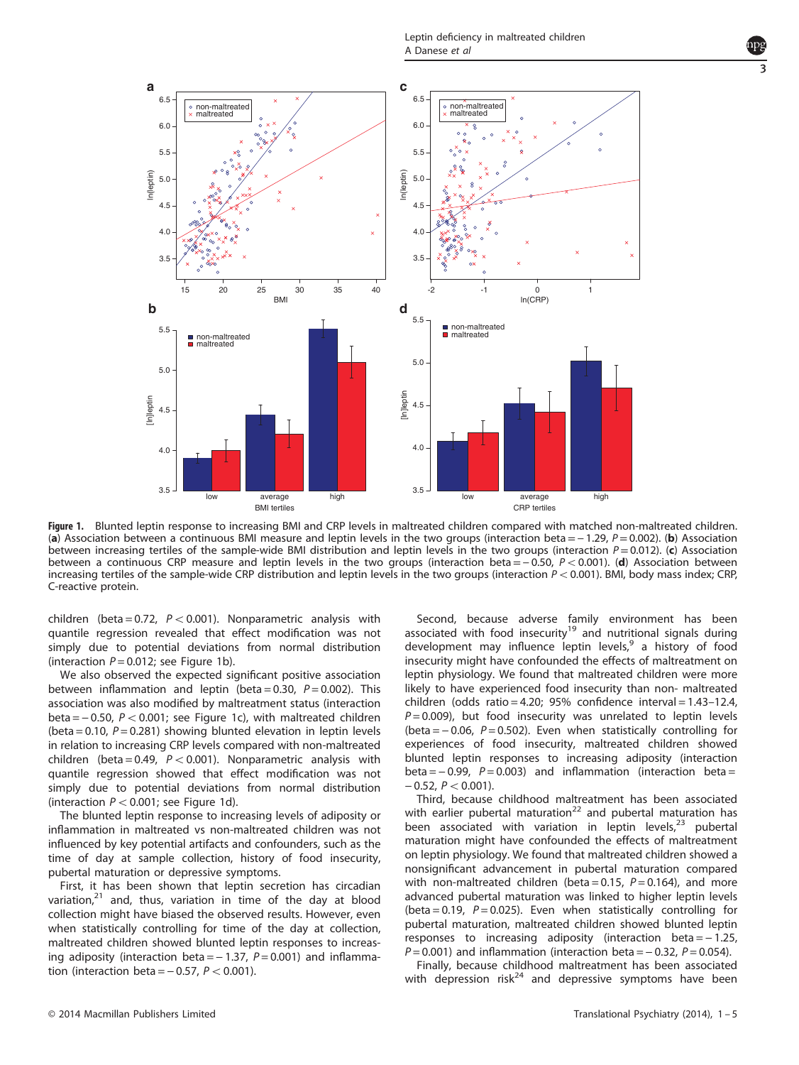**Figure 1.** Blunted leptin response to increasing BMI and CRP levels in maltreated children compared with matched non-maltreated children. (**a**) Association between a continuous BMI measure and leptin levels in the two groups (interaction beta = −1.29, $P = 0.002$). (**b**) Association between increasing tertiles of the sample-wide BMI distribution and leptin levels in the two groups (interaction $P = 0.012$). (**c**) Association between a continuous CRP measure and leptin levels in the two groups (interaction beta = −0.50, $P < 0.001$). (**d**) Association between increasing tertiles of the sample-wide CRP distribution and leptin levels in the two groups (interaction $P < 0.001$). BMI, body mass index; CRP, C-reactive protein.

children (beta = 0.72, $P < 0.001$). Nonparametric analysis with quantile regression revealed that effect modification was not simply due to potential deviations from normal distribution (interaction $P = 0.012$; see Figure 1b).

We also observed the expected significant positive association between inflammation and leptin (beta = 0.30, $P = 0.002$). This association was also modified by maltreatment status (interaction beta = −0.50, $P < 0.001$; see Figure 1c), with maltreated children (beta = 0.10, $P = 0.281$) showing blunted elevation in leptin levels in relation to increasing CRP levels compared with non-maltreated children (beta = 0.49, $P < 0.001$). Nonparametric analysis with quantile regression showed that effect modification was not simply due to potential deviations from normal distribution (interaction $P < 0.001$; see Figure 1d).

The blunted leptin response to increasing levels of adiposity or inflammation in maltreated vs non-maltreated children was not influenced by key potential artifacts and confounders, such as the time of day at sample collection, history of food insecurity, pubertal maturation or depressive symptoms.

First, it has been shown that leptin secretion has circadian variation,[21] and, thus, variation in time of the day at blood collection might have biased the observed results. However, even when statistically controlling for time of the day at collection, maltreated children showed blunted leptin responses to increasing adiposity (interaction beta = −1.37, $P = 0.001$) and inflammation (interaction beta = −0.57, $P < 0.001$).

Second, because adverse family environment has been associated with food insecurity[19] and nutritional signals during development may influence leptin levels,[9] a history of food insecurity might have confounded the effects of maltreatment on leptin physiology. We found that maltreated children were more likely to have experienced food insecurity than non- maltreated children (odds ratio = 4.20; 95% confidence interval = 1.43–12.4, $P = 0.009$), but food insecurity was unrelated to leptin levels (beta = −0.06, $P = 0.502$). Even when statistically controlling for experiences of food insecurity, maltreated children showed blunted leptin responses to increasing adiposity (interaction beta = −0.99, $P = 0.003$) and inflammation (interaction beta = −0.52, $P < 0.001$).

Third, because childhood maltreatment has been associated with earlier pubertal maturation[22] and pubertal maturation has been associated with variation in leptin levels,[23] pubertal maturation might have confounded the effects of maltreatment on leptin physiology. We found that maltreated children showed a nonsignificant advancement in pubertal maturation compared with non-maltreated children (beta = 0.15, $P = 0.164$), and more advanced pubertal maturation was linked to higher leptin levels (beta = 0.19, $P = 0.025$). Even when statistically controlling for pubertal maturation, maltreated children showed blunted leptin responses to increasing adiposity (interaction beta = −1.25, $P = 0.001$) and inflammation (interaction beta = −0.32, $P = 0.054$).

Finally, because childhood maltreatment has been associated with depression risk[24] and depressive symptoms have been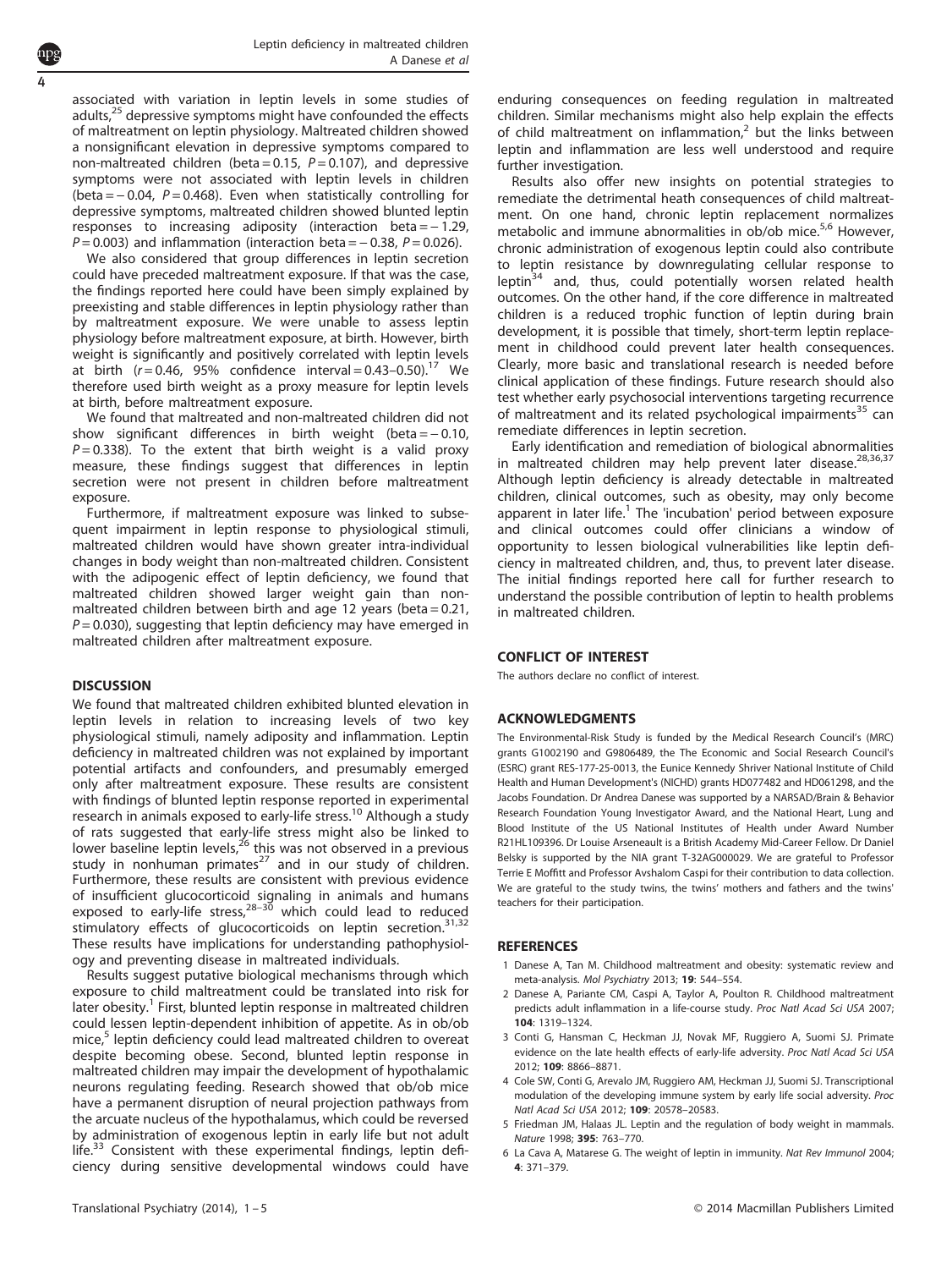associated with variation in leptin levels in some studies of adults,[25] depressive symptoms might have confounded the effects of maltreatment on leptin physiology. Maltreated children showed a nonsignificant elevation in depressive symptoms compared to non-maltreated children (beta = 0.15, $P = 0.107$), and depressive symptoms were not associated with leptin levels in children (beta = − 0.04, $P = 0.468$). Even when statistically controlling for depressive symptoms, maltreated children showed blunted leptin responses to increasing adiposity (interaction beta = − 1.29, $P = 0.003$) and inflammation (interaction beta = − 0.38, $P = 0.026$).

We also considered that group differences in leptin secretion could have preceded maltreatment exposure. If that was the case, the findings reported here could have been simply explained by preexisting and stable differences in leptin physiology rather than by maltreatment exposure. We were unable to assess leptin physiology before maltreatment exposure, at birth. However, birth weight is significantly and positively correlated with leptin levels at birth ($r = 0.46$, 95% confidence interval = 0.43–0.50).[17] We therefore used birth weight as a proxy measure for leptin levels at birth, before maltreatment exposure.

We found that maltreated and non-maltreated children did not show significant differences in birth weight (beta = − 0.10, $P = 0.338$). To the extent that birth weight is a valid proxy measure, these findings suggest that differences in leptin secretion were not present in children before maltreatment exposure.

Furthermore, if maltreatment exposure was linked to subsequent impairment in leptin response to physiological stimuli, maltreated children would have shown greater intra-individual changes in body weight than non-maltreated children. Consistent with the adipogenic effect of leptin deficiency, we found that maltreated children showed larger weight gain than non-maltreated children between birth and age 12 years (beta = 0.21, $P = 0.030$), suggesting that leptin deficiency may have emerged in maltreated children after maltreatment exposure.

## DISCUSSION

We found that maltreated children exhibited blunted elevation in leptin levels in relation to increasing levels of two key physiological stimuli, namely adiposity and inflammation. Leptin deficiency in maltreated children was not explained by important potential artifacts and confounders, and presumably emerged only after maltreatment exposure. These results are consistent with findings of blunted leptin response reported in experimental research in animals exposed to early-life stress.[10] Although a study of rats suggested that early-life stress might also be linked to lower baseline leptin levels,[26] this was not observed in a previous study in nonhuman primates[27] and in our study of children. Furthermore, these results are consistent with previous evidence of insufficient glucocorticoid signaling in animals and humans exposed to early-life stress,[28–30] which could lead to reduced stimulatory effects of glucocorticoids on leptin secretion.[31,32] These results have implications for understanding pathophysiology and preventing disease in maltreated individuals.

Results suggest putative biological mechanisms through which exposure to child maltreatment could be translated into risk for later obesity.[1] First, blunted leptin response in maltreated children could lessen leptin-dependent inhibition of appetite. As in ob/ob mice,[5] leptin deficiency could lead maltreated children to overeat despite becoming obese. Second, blunted leptin response in maltreated children may impair the development of hypothalamic neurons regulating feeding. Research showed that ob/ob mice have a permanent disruption of neural projection pathways from the arcuate nucleus of the hypothalamus, which could be reversed by administration of exogenous leptin in early life but not adult life.[33] Consistent with these experimental findings, leptin deficiency during sensitive developmental windows could have enduring consequences on feeding regulation in maltreated children. Similar mechanisms might also help explain the effects of child maltreatment on inflammation,[2] but the links between leptin and inflammation are less well understood and require further investigation.

Results also offer new insights on potential strategies to remediate the detrimental heath consequences of child maltreatment. On one hand, chronic leptin replacement normalizes metabolic and immune abnormalities in ob/ob mice.[5,6] However, chronic administration of exogenous leptin could also contribute to leptin resistance by downregulating cellular response to leptin[34] and, thus, could potentially worsen related health outcomes. On the other hand, if the core difference in maltreated children is a reduced trophic function of leptin during brain development, it is possible that timely, short-term leptin replacement in childhood could prevent later health consequences. Clearly, more basic and translational research is needed before clinical application of these findings. Future research should also test whether early psychosocial interventions targeting recurrence of maltreatment and its related psychological impairments[35] can remediate differences in leptin secretion.

Early identification and remediation of biological abnormalities in maltreated children may help prevent later disease.[28,36,37] Although leptin deficiency is already detectable in maltreated children, clinical outcomes, such as obesity, may only become apparent in later life.[1] The 'incubation' period between exposure and clinical outcomes could offer clinicians a window of opportunity to lessen biological vulnerabilities like leptin deficiency in maltreated children, and, thus, to prevent later disease. The initial findings reported here call for further research to understand the possible contribution of leptin to health problems in maltreated children.

## CONFLICT OF INTEREST

The authors declare no conflict of interest.

## ACKNOWLEDGMENTS

The Environmental-Risk Study is funded by the Medical Research Council's (MRC) grants G1002190 and G9806489, the The Economic and Social Research Council's (ESRC) grant RES-177-25-0013, the Eunice Kennedy Shriver National Institute of Child Health and Human Development's (NICHD) grants HD077482 and HD061298, and the Jacobs Foundation. Dr Andrea Danese was supported by a NARSAD/Brain & Behavior Research Foundation Young Investigator Award, and the National Heart, Lung and Blood Institute of the US National Institutes of Health under Award Number R21HL109396. Dr Louise Arseneault is a British Academy Mid-Career Fellow. Dr Daniel Belsky is supported by the NIA grant T-32AG000029. We are grateful to Professor Terrie E Moffitt and Professor Avshalom Caspi for their contribution to data collection. We are grateful to the study twins, the twins' mothers and fathers and the twins' teachers for their participation.

## REFERENCES

1. Danese A, Tan M. Childhood maltreatment and obesity: systematic review and meta-analysis. *Mol Psychiatry* 2013; **19**: 544–554.
2. Danese A, Pariante CM, Caspi A, Taylor A, Poulton R. Childhood maltreatment predicts adult inflammation in a life-course study. *Proc Natl Acad Sci USA* 2007; **104**: 1319–1324.
3. Conti G, Hansman C, Heckman JJ, Novak MF, Ruggiero A, Suomi SJ. Primate evidence on the late health effects of early-life adversity. *Proc Natl Acad Sci USA* 2012; **109**: 8866–8871.
4. Cole SW, Conti G, Arevalo JM, Ruggiero AM, Heckman JJ, Suomi SJ. Transcriptional modulation of the developing immune system by early life social adversity. *Proc Natl Acad Sci USA* 2012; **109**: 20578–20583.
5. Friedman JM, Halaas JL. Leptin and the regulation of body weight in mammals. *Nature* 1998; **395**: 763–770.
6. La Cava A, Matarese G. The weight of leptin in immunity. *Nat Rev Immunol* 2004; **4**: 371–379.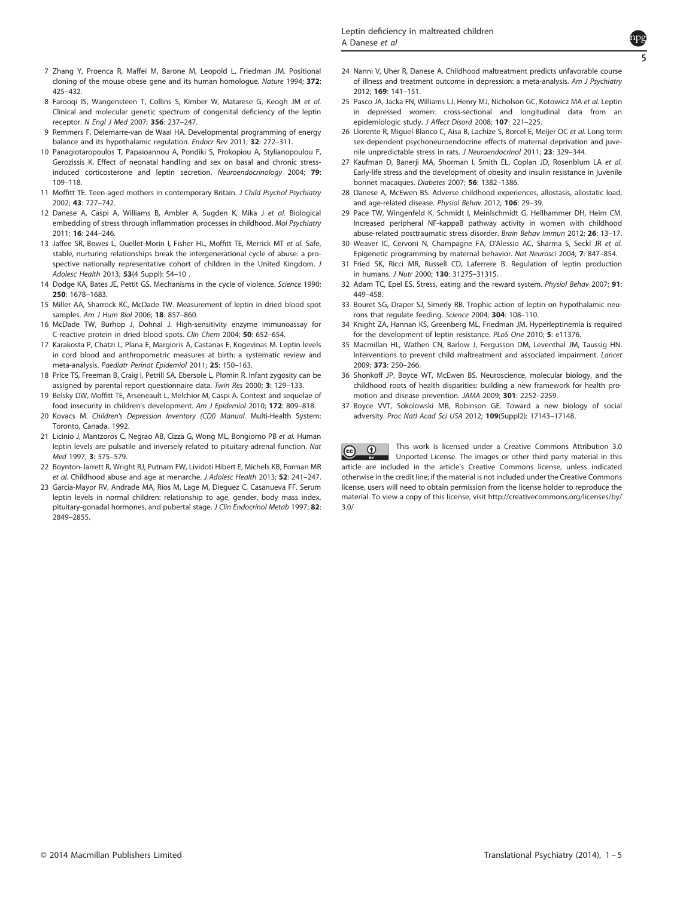7 Zhang Y, Proenca R, Maffei M, Barone M, Leopold L, Friedman JM. Positional cloning of the mouse obese gene and its human homologue. *Nature* 1994; **372**: 425–432.

8 Farooqi IS, Wangensteen T, Collins S, Kimber W, Matarese G, Keogh JM *et al.* Clinical and molecular genetic spectrum of congenital deficiency of the leptin receptor. *N Engl J Med* 2007; **356**: 237–247.

9 Remmers F, Delemarre-van de Waal HA. Developmental programming of energy balance and its hypothalamic regulation. *Endocr Rev* 2011; **32**: 272–311.

10 Panagiotaropoulos T, Papaioannou A, Pondiki S, Prokopiou A, Stylianopoulou F, Gerozissis K. Effect of neonatal handling and sex on basal and chronic stress-induced corticosterone and leptin secretion. *Neuroendocrinology* 2004; **79**: 109–118.

11 Moffitt TE. Teen-aged mothers in contemporary Britain. *J Child Psychol Psychiatry* 2002; **43**: 727–742.

12 Danese A, Caspi A, Williams B, Ambler A, Sugden K, Mika J *et al.* Biological embedding of stress through inflammation processes in childhood. *Mol Psychiatry* 2011; **16**: 244–246.

13 Jaffee SR, Bowes L, Ouellet-Morin I, Fisher HL, Moffitt TE, Merrick MT *et al.* Safe, stable, nurturing relationships break the intergenerational cycle of abuse: a prospective nationally representative cohort of children in the United Kingdom. *J Adolesc Health* 2013; **53**(4 Suppl): S4–10 .

14 Dodge KA, Bates JE, Pettit GS. Mechanisms in the cycle of violence. *Science* 1990; **250**: 1678–1683.

15 Miller AA, Sharrock KC, McDade TW. Measurement of leptin in dried blood spot samples. *Am J Hum Biol* 2006; **18**: 857–860.

16 McDade TW, Burhop J, Dohnal J. High-sensitivity enzyme immunoassay for C-reactive protein in dried blood spots. *Clin Chem* 2004; **50**: 652–654.

17 Karakosta P, Chatzi L, Plana E, Margioris A, Castanas E, Kogevinas M. Leptin levels in cord blood and anthropometric measures at birth: a systematic review and meta-analysis. *Paediatr Perinat Epidemiol* 2011; **25**: 150–163.

18 Price TS, Freeman B, Craig I, Petrill SA, Ebersole L, Plomin R. Infant zygosity can be assigned by parental report questionnaire data. *Twin Res* 2000; **3**: 129–133.

19 Belsky DW, Moffitt TE, Arseneault L, Melchior M, Caspi A. Context and sequelae of food insecurity in children's development. *Am J Epidemiol* 2010; **172**: 809–818.

20 Kovacs M. *Children's Depression Inventory (CDI) Manual*. Multi-Health System: Toronto, Canada, 1992.

21 Licinio J, Mantzoros C, Negrao AB, Cizza G, Wong ML, Bongiorno PB *et al.* Human leptin levels are pulsatile and inversely related to pituitary-adrenal function. *Nat Med* 1997; **3**: 575–579.

22 Boynton-Jarrett R, Wright RJ, Putnam FW, Lividoti Hibert E, Michels KB, Forman MR *et al.* Childhood abuse and age at menarche. *J Adolesc Health* 2013; **52**: 241–247.

23 Garcia-Mayor RV, Andrade MA, Rios M, Lage M, Dieguez C, Casanueva FF. Serum leptin levels in normal children: relationship to age, gender, body mass index, pituitary-gonadal hormones, and pubertal stage. *J Clin Endocrinol Metab* 1997; **82**: 2849–2855.

24 Nanni V, Uher R, Danese A. Childhood maltreatment predicts unfavorable course of illness and treatment outcome in depression: a meta-analysis. *Am J Psychiatry* 2012; **169**: 141–151.

25 Pasco JA, Jacka FN, Williams LJ, Henry MJ, Nicholson GC, Kotowicz MA *et al.* Leptin in depressed women: cross-sectional and longitudinal data from an epidemiologic study. *J Affect Disord* 2008; **107**: 221–225.

26 Llorente R, Miguel-Blanco C, Aisa B, Lachize S, Borcel E, Meijer OC *et al.* Long term sex-dependent psychoneuroendocrine effects of maternal deprivation and juvenile unpredictable stress in rats. *J Neuroendocrinol* 2011; **23**: 329–344.

27 Kaufman D, Banerji MA, Shorman I, Smith EL, Coplan JD, Rosenblum LA *et al.* Early-life stress and the development of obesity and insulin resistance in juvenile bonnet macaques. *Diabetes* 2007; **56**: 1382–1386.

28 Danese A, McEwen BS. Adverse childhood experiences, allostasis, allostatic load, and age-related disease. *Physiol Behav* 2012; **106**: 29–39.

29 Pace TW, Wingenfeld K, Schmidt I, Meinlschmidt G, Hellhammer DH, Heim CM. Increased peripheral NF-kappaB pathway activity in women with childhood abuse-related posttraumatic stress disorder. *Brain Behav Immun* 2012; **26**: 13–17.

30 Weaver IC, Cervoni N, Champagne FA, D'Alessio AC, Sharma S, Seckl JR *et al.* Epigenetic programming by maternal behavior. *Nat Neurosci* 2004; **7**: 847–854.

31 Fried SK, Ricci MR, Russell CD, Laferrere B. Regulation of leptin production in humans. *J Nutr* 2000; **130**: 3127S–3131S.

32 Adam TC, Epel ES. Stress, eating and the reward system. *Physiol Behav* 2007; **91**: 449–458.

33 Bouret SG, Draper SJ, Simerly RB. Trophic action of leptin on hypothalamic neurons that regulate feeding. *Science* 2004; **304**: 108–110.

34 Knight ZA, Hannan KS, Greenberg ML, Friedman JM. Hyperleptinemia is required for the development of leptin resistance. *PLoS One* 2010; **5**: e11376.

35 Macmillan HL, Wathen CN, Barlow J, Fergusson DM, Leventhal JM, Taussig HN. Interventions to prevent child maltreatment and associated impairment. *Lancet* 2009; **373**: 250–266.

36 Shonkoff JP, Boyce WT, McEwen BS. Neuroscience, molecular biology, and the childhood roots of health disparities: building a new framework for health promotion and disease prevention. *JAMA* 2009; **301**: 2252–2259.

37 Boyce VVT, Sokolowski MB, Robinson GE. Toward a new biology of social adversity. *Proc Natl Acad Sci USA* 2012; **109**(Suppl2): 17143–17148.

This work is licensed under a Creative Commons Attribution 3.0 Unported License. The images or other third party material in this article are included in the article's Creative Commons license, unless indicated otherwise in the credit line; if the material is not included under the Creative Commons license, users will need to obtain permission from the license holder to reproduce the material. To view a copy of this license, visit http://creativecommons.org/licenses/by/3.0/